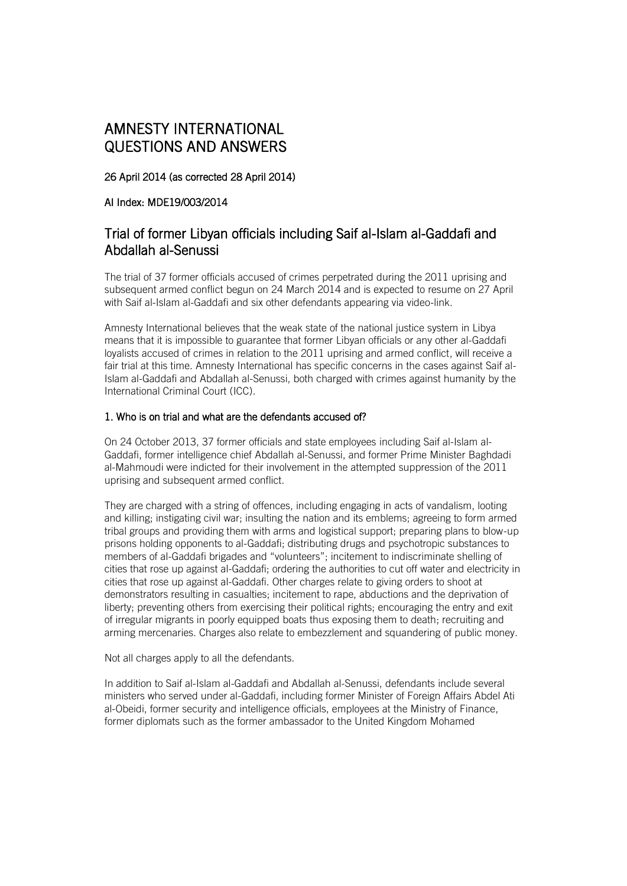# AMNESTY INTERNATIONAL QUESTIONS AND ANSWERS

**26 April 2014 (as corrected 28 April 2014)**

**AI Index: MDE19/003/2014**

## Trial of former Libyan officials including Saif al-Islam al-Gaddafi and Abdallah al-Senussi

The trial of 37 former officials accused of crimes perpetrated during the 2011 uprising and subsequent armed conflict begun on 24 March 2014 and is expected to resume on 27 April with Saif al-Islam al-Gaddafi and six other defendants appearing via video-link.

Amnesty International believes that the weak state of the national justice system in Libya means that it is impossible to guarantee that former Libyan officials or any other al-Gaddafi loyalists accused of crimes in relation to the 2011 uprising and armed conflict, will receive a fair trial at this time. Amnesty International has specific concerns in the cases against Saif al-Islam al-Gaddafi and Abdallah al-Senussi, both charged with crimes against humanity by the International Criminal Court (ICC).

### 1. Who is on trial and what are the defendants accused of?

On 24 October 2013, 37 former officials and state employees including Saif al-Islam al-Gaddafi, former intelligence chief Abdallah al-Senussi, and former Prime Minister Baghdadi al-Mahmoudi were indicted for their involvement in the attempted suppression of the 2011 uprising and subsequent armed conflict.

They are charged with a string of offences, including engaging in acts of vandalism, looting and killing; instigating civil war; insulting the nation and its emblems; agreeing to form armed tribal groups and providing them with arms and logistical support; preparing plans to blow-up prisons holding opponents to al-Gaddafi; distributing drugs and psychotropic substances to members of al-Gaddafi brigades and "volunteers"; incitement to indiscriminate shelling of cities that rose up against al-Gaddafi; ordering the authorities to cut off water and electricity in cities that rose up against al-Gaddafi. Other charges relate to giving orders to shoot at demonstrators resulting in casualties; incitement to rape, abductions and the deprivation of liberty; preventing others from exercising their political rights; encouraging the entry and exit of irregular migrants in poorly equipped boats thus exposing them to death; recruiting and arming mercenaries. Charges also relate to embezzlement and squandering of public money.

Not all charges apply to all the defendants.

In addition to Saif al-Islam al-Gaddafi and Abdallah al-Senussi, defendants include several ministers who served under al-Gaddafi, including former Minister of Foreign Affairs Abdel Ati al-Obeidi, former security and intelligence officials, employees at the Ministry of Finance, former diplomats such as the former ambassador to the United Kingdom Mohamed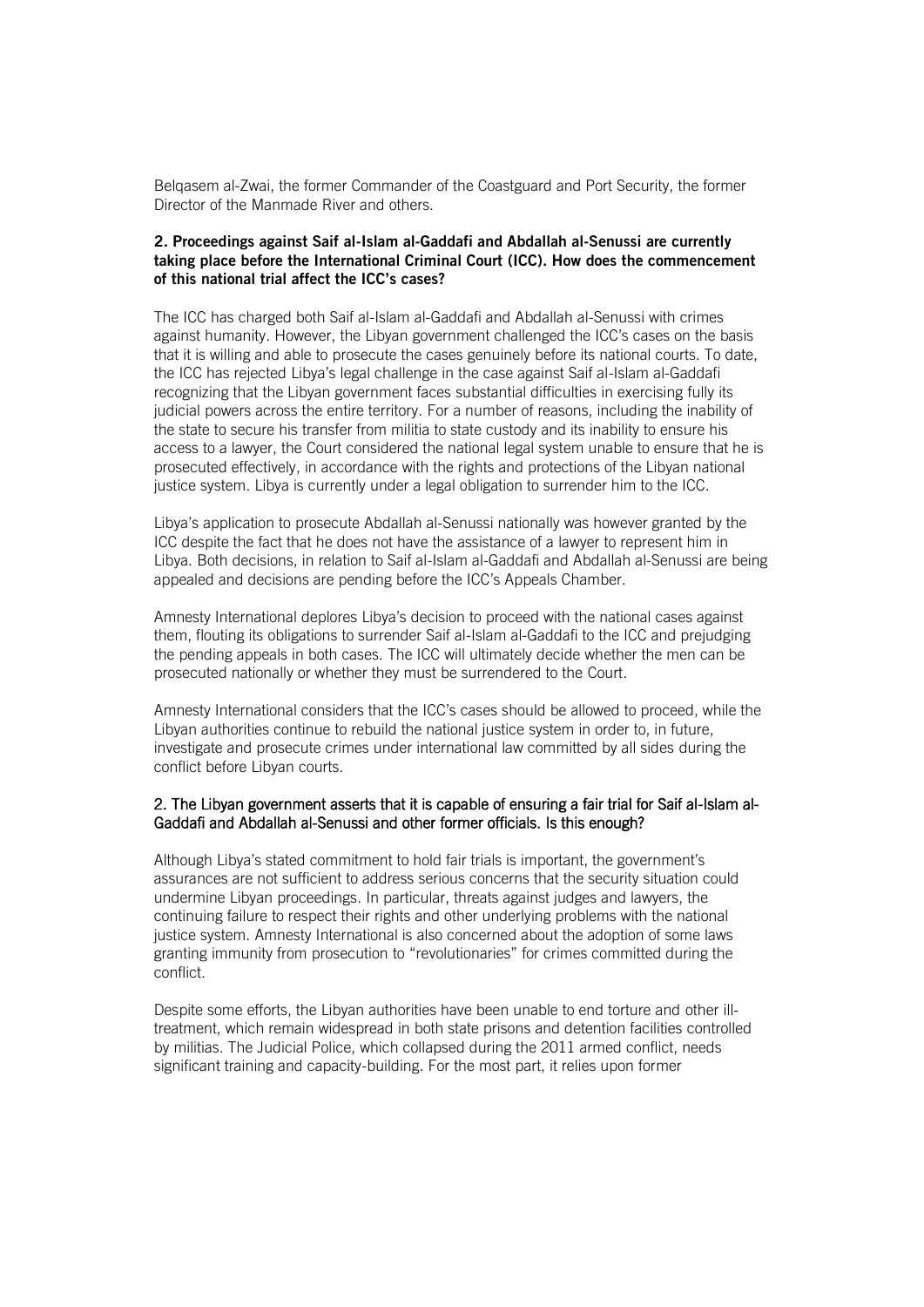Belqasem al-Zwai, the former Commander of the Coastguard and Port Security, the former Director of the Manmade River and others.

**2. Proceedings against Saif al-Islam al-Gaddafi and Abdallah al-Senussi are currently taking place before the International Criminal Court (ICC). How does the commencement of this national trial affect the ICC's cases?**

The ICC has charged both Saif al-Islam al-Gaddafi and Abdallah al-Senussi with crimes against humanity. However, the Libyan government challenged the ICC's cases on the basis that it is willing and able to prosecute the cases genuinely before its national courts. To date, the ICC has rejected Libya's legal challenge in the case against Saif al-Islam al-Gaddafi recognizing that the Libyan government faces substantial difficulties in exercising fully its judicial powers across the entire territory. For a number of reasons, including the inability of the state to secure his transfer from militia to state custody and its inability to ensure his access to a lawyer, the Court considered the national legal system unable to ensure that he is prosecuted effectively, in accordance with the rights and protections of the Libyan national justice system. Libya is currently under a legal obligation to surrender him to the ICC.

Libya's application to prosecute Abdallah al-Senussi nationally was however granted by the ICC despite the fact that he does not have the assistance of a lawyer to represent him in Libya. Both decisions, in relation to Saif al-Islam al-Gaddafi and Abdallah al-Senussi are being appealed and decisions are pending before the ICC's Appeals Chamber.

Amnesty International deplores Libya's decision to proceed with the national cases against them, flouting its obligations to surrender Saif al-Islam al-Gaddafi to the ICC and prejudging the pending appeals in both cases. The ICC will ultimately decide whether the men can be prosecuted nationally or whether they must be surrendered to the Court.

Amnesty International considers that the ICC's cases should be allowed to proceed, while the Libyan authorities continue to rebuild the national justice system in order to, in future, investigate and prosecute crimes under international law committed by all sides during the conflict before Libyan courts.

**2. The Libyan government asserts that it is capable of ensuring a fair trial for Saif al-Islam al-Gaddafi and Abdallah al-Senussi and other former officials. Is this enough?**

Although Libya's stated commitment to hold fair trials is important, the government's assurances are not sufficient to address serious concerns that the security situation could undermine Libyan proceedings. In particular, threats against judges and lawyers, the continuing failure to respect their rights and other underlying problems with the national justice system. Amnesty International is also concerned about the adoption of some laws granting immunity from prosecution to "revolutionaries" for crimes committed during the conflict.

Despite some efforts, the Libyan authorities have been unable to end torture and other ill-treatment, which remain widespread in both state prisons and detention facilities controlled by militias. The Judicial Police, which collapsed during the 2011 armed conflict, needs significant training and capacity-building. For the most part, it relies upon former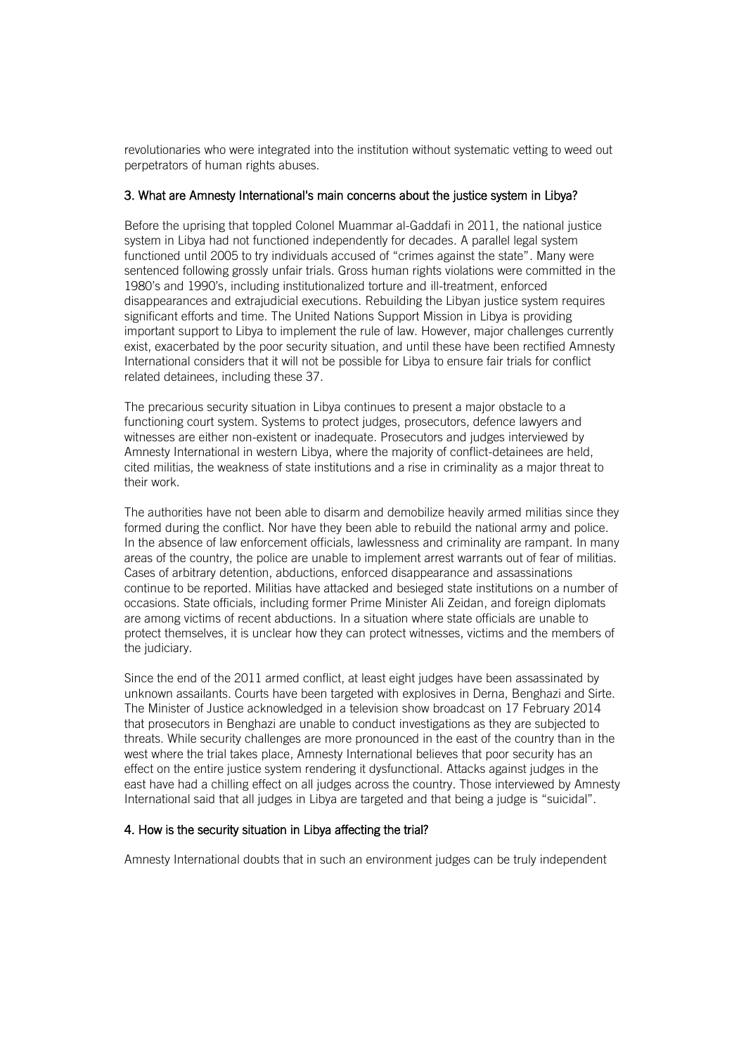revolutionaries who were integrated into the institution without systematic vetting to weed out perpetrators of human rights abuses.

### 3. What are Amnesty International's main concerns about the justice system in Libya?

Before the uprising that toppled Colonel Muammar al-Gaddafi in 2011, the national justice system in Libya had not functioned independently for decades. A parallel legal system functioned until 2005 to try individuals accused of "crimes against the state". Many were sentenced following grossly unfair trials. Gross human rights violations were committed in the 1980's and 1990's, including institutionalized torture and ill-treatment, enforced disappearances and extrajudicial executions. Rebuilding the Libyan justice system requires significant efforts and time. The United Nations Support Mission in Libya is providing important support to Libya to implement the rule of law. However, major challenges currently exist, exacerbated by the poor security situation, and until these have been rectified Amnesty International considers that it will not be possible for Libya to ensure fair trials for conflict related detainees, including these 37.

The precarious security situation in Libya continues to present a major obstacle to a functioning court system. Systems to protect judges, prosecutors, defence lawyers and witnesses are either non-existent or inadequate. Prosecutors and judges interviewed by Amnesty International in western Libya, where the majority of conflict-detainees are held, cited militias, the weakness of state institutions and a rise in criminality as a major threat to their work.

The authorities have not been able to disarm and demobilize heavily armed militias since they formed during the conflict. Nor have they been able to rebuild the national army and police. In the absence of law enforcement officials, lawlessness and criminality are rampant. In many areas of the country, the police are unable to implement arrest warrants out of fear of militias. Cases of arbitrary detention, abductions, enforced disappearance and assassinations continue to be reported. Militias have attacked and besieged state institutions on a number of occasions. State officials, including former Prime Minister Ali Zeidan, and foreign diplomats are among victims of recent abductions. In a situation where state officials are unable to protect themselves, it is unclear how they can protect witnesses, victims and the members of the judiciary.

Since the end of the 2011 armed conflict, at least eight judges have been assassinated by unknown assailants. Courts have been targeted with explosives in Derna, Benghazi and Sirte. The Minister of Justice acknowledged in a television show broadcast on 17 February 2014 that prosecutors in Benghazi are unable to conduct investigations as they are subjected to threats. While security challenges are more pronounced in the east of the country than in the west where the trial takes place, Amnesty International believes that poor security has an effect on the entire justice system rendering it dysfunctional. Attacks against judges in the east have had a chilling effect on all judges across the country. Those interviewed by Amnesty International said that all judges in Libya are targeted and that being a judge is "suicidal".

### 4. How is the security situation in Libya affecting the trial?

Amnesty International doubts that in such an environment judges can be truly independent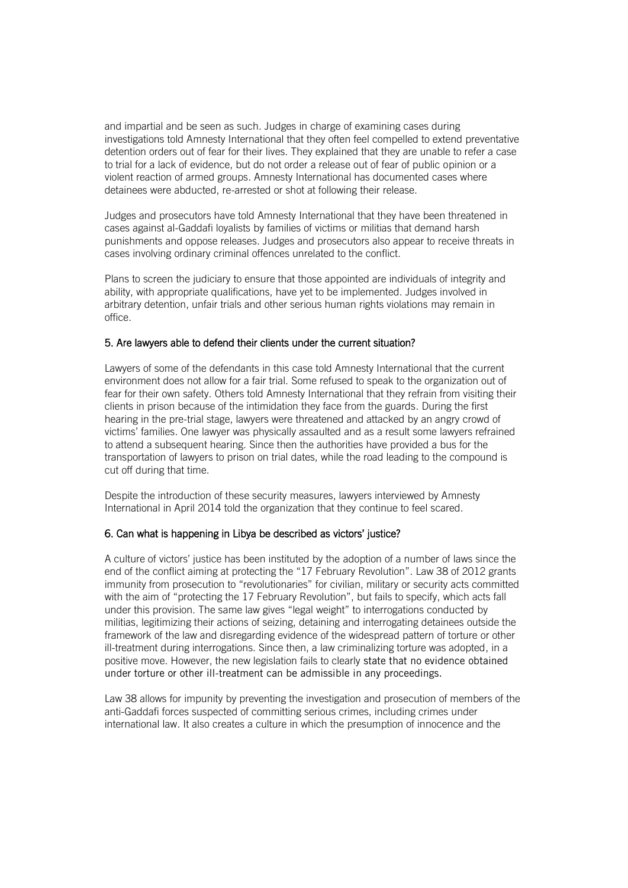and impartial and be seen as such. Judges in charge of examining cases during investigations told Amnesty International that they often feel compelled to extend preventative detention orders out of fear for their lives. They explained that they are unable to refer a case to trial for a lack of evidence, but do not order a release out of fear of public opinion or a violent reaction of armed groups. Amnesty International has documented cases where detainees were abducted, re-arrested or shot at following their release.

Judges and prosecutors have told Amnesty International that they have been threatened in cases against al-Gaddafi loyalists by families of victims or militias that demand harsh punishments and oppose releases. Judges and prosecutors also appear to receive threats in cases involving ordinary criminal offences unrelated to the conflict.

Plans to screen the judiciary to ensure that those appointed are individuals of integrity and ability, with appropriate qualifications, have yet to be implemented. Judges involved in arbitrary detention, unfair trials and other serious human rights violations may remain in office.

### 5. Are lawyers able to defend their clients under the current situation?

Lawyers of some of the defendants in this case told Amnesty International that the current environment does not allow for a fair trial. Some refused to speak to the organization out of fear for their own safety. Others told Amnesty International that they refrain from visiting their clients in prison because of the intimidation they face from the guards. During the first hearing in the pre-trial stage, lawyers were threatened and attacked by an angry crowd of victims' families. One lawyer was physically assaulted and as a result some lawyers refrained to attend a subsequent hearing. Since then the authorities have provided a bus for the transportation of lawyers to prison on trial dates, while the road leading to the compound is cut off during that time.

Despite the introduction of these security measures, lawyers interviewed by Amnesty International in April 2014 told the organization that they continue to feel scared.

### 6. Can what is happening in Libya be described as victors' justice?

A culture of victors' justice has been instituted by the adoption of a number of laws since the end of the conflict aiming at protecting the "17 February Revolution". Law 38 of 2012 grants immunity from prosecution to "revolutionaries" for civilian, military or security acts committed with the aim of "protecting the 17 February Revolution", but fails to specify, which acts fall under this provision. The same law gives "legal weight" to interrogations conducted by militias, legitimizing their actions of seizing, detaining and interrogating detainees outside the framework of the law and disregarding evidence of the widespread pattern of torture or other ill-treatment during interrogations. Since then, a law criminalizing torture was adopted, in a positive move. However, the new legislation fails to clearly state that no evidence obtained under torture or other ill-treatment can be admissible in any proceedings.

Law 38 allows for impunity by preventing the investigation and prosecution of members of the anti-Gaddafi forces suspected of committing serious crimes, including crimes under international law. It also creates a culture in which the presumption of innocence and the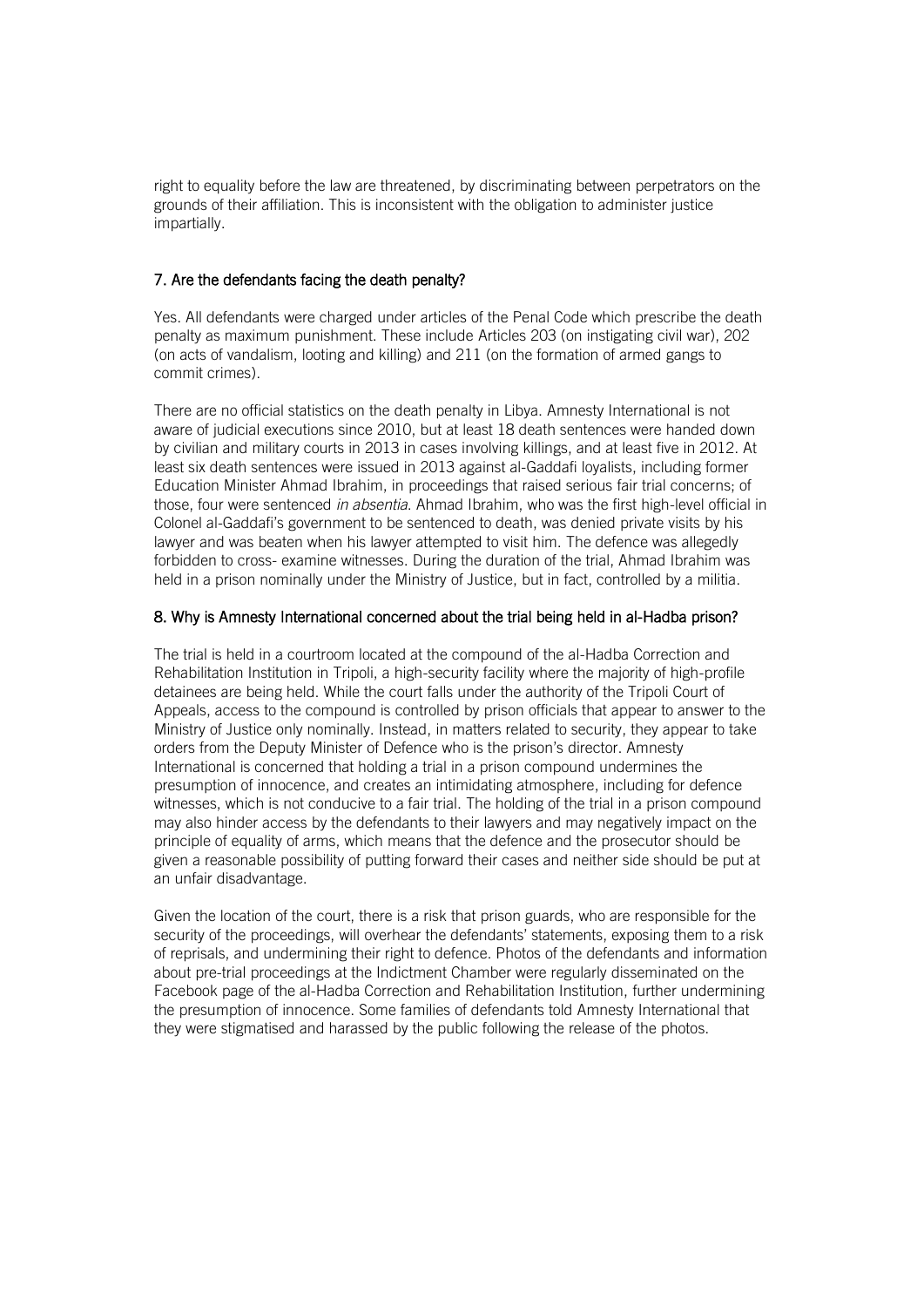right to equality before the law are threatened, by discriminating between perpetrators on the grounds of their affiliation. This is inconsistent with the obligation to administer justice impartially.

### 7. Are the defendants facing the death penalty?

Yes. All defendants were charged under articles of the Penal Code which prescribe the death penalty as maximum punishment. These include Articles 203 (on instigating civil war), 202 (on acts of vandalism, looting and killing) and 211 (on the formation of armed gangs to commit crimes).

There are no official statistics on the death penalty in Libya. Amnesty International is not aware of judicial executions since 2010, but at least 18 death sentences were handed down by civilian and military courts in 2013 in cases involving killings, and at least five in 2012. At least six death sentences were issued in 2013 against al-Gaddafi loyalists, including former Education Minister Ahmad Ibrahim, in proceedings that raised serious fair trial concerns; of those, four were sentenced *in absentia*. Ahmad Ibrahim, who was the first high-level official in Colonel al-Gaddafi's government to be sentenced to death, was denied private visits by his lawyer and was beaten when his lawyer attempted to visit him. The defence was allegedly forbidden to cross- examine witnesses. During the duration of the trial, Ahmad Ibrahim was held in a prison nominally under the Ministry of Justice, but in fact, controlled by a militia.

### 8. Why is Amnesty International concerned about the trial being held in al-Hadba prison?

The trial is held in a courtroom located at the compound of the al-Hadba Correction and Rehabilitation Institution in Tripoli, a high-security facility where the majority of high-profile detainees are being held. While the court falls under the authority of the Tripoli Court of Appeals, access to the compound is controlled by prison officials that appear to answer to the Ministry of Justice only nominally. Instead, in matters related to security, they appear to take orders from the Deputy Minister of Defence who is the prison's director. Amnesty International is concerned that holding a trial in a prison compound undermines the presumption of innocence, and creates an intimidating atmosphere, including for defence witnesses, which is not conducive to a fair trial. The holding of the trial in a prison compound may also hinder access by the defendants to their lawyers and may negatively impact on the principle of equality of arms, which means that the defence and the prosecutor should be given a reasonable possibility of putting forward their cases and neither side should be put at an unfair disadvantage.

Given the location of the court, there is a risk that prison guards, who are responsible for the security of the proceedings, will overhear the defendants' statements, exposing them to a risk of reprisals, and undermining their right to defence. Photos of the defendants and information about pre-trial proceedings at the Indictment Chamber were regularly disseminated on the Facebook page of the al-Hadba Correction and Rehabilitation Institution, further undermining the presumption of innocence. Some families of defendants told Amnesty International that they were stigmatised and harassed by the public following the release of the photos.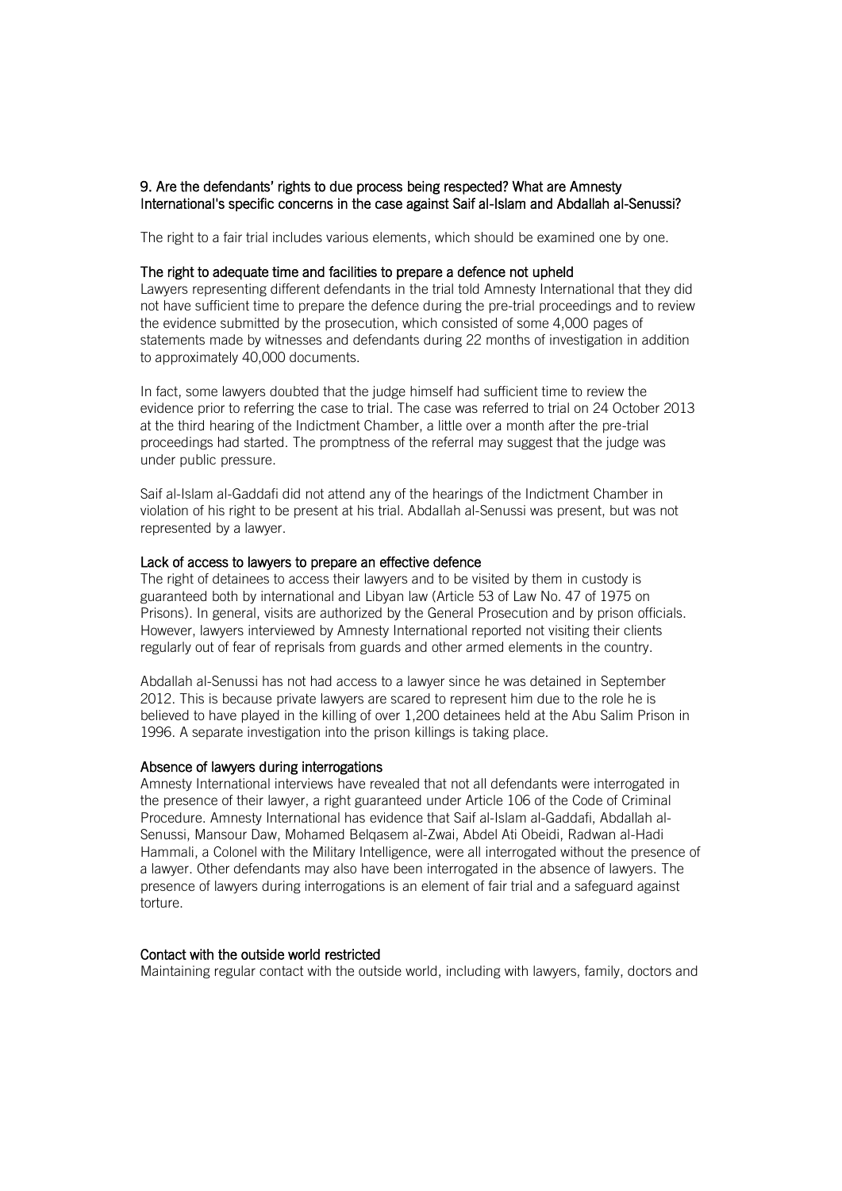## 9. Are the defendants' rights to due process being respected? What are Amnesty International's specific concerns in the case against Saif al-Islam and Abdallah al-Senussi?

The right to a fair trial includes various elements, which should be examined one by one.

### The right to adequate time and facilities to prepare a defence not upheld

Lawyers representing different defendants in the trial told Amnesty International that they did not have sufficient time to prepare the defence during the pre-trial proceedings and to review the evidence submitted by the prosecution, which consisted of some 4,000 pages of statements made by witnesses and defendants during 22 months of investigation in addition to approximately 40,000 documents.

In fact, some lawyers doubted that the judge himself had sufficient time to review the evidence prior to referring the case to trial. The case was referred to trial on 24 October 2013 at the third hearing of the Indictment Chamber, a little over a month after the pre-trial proceedings had started. The promptness of the referral may suggest that the judge was under public pressure.

Saif al-Islam al-Gaddafi did not attend any of the hearings of the Indictment Chamber in violation of his right to be present at his trial. Abdallah al-Senussi was present, but was not represented by a lawyer.

### Lack of access to lawyers to prepare an effective defence

The right of detainees to access their lawyers and to be visited by them in custody is guaranteed both by international and Libyan law (Article 53 of Law No. 47 of 1975 on Prisons). In general, visits are authorized by the General Prosecution and by prison officials. However, lawyers interviewed by Amnesty International reported not visiting their clients regularly out of fear of reprisals from guards and other armed elements in the country.

Abdallah al-Senussi has not had access to a lawyer since he was detained in September 2012. This is because private lawyers are scared to represent him due to the role he is believed to have played in the killing of over 1,200 detainees held at the Abu Salim Prison in 1996. A separate investigation into the prison killings is taking place.

### Absence of lawyers during interrogations

Amnesty International interviews have revealed that not all defendants were interrogated in the presence of their lawyer, a right guaranteed under Article 106 of the Code of Criminal Procedure. Amnesty International has evidence that Saif al-Islam al-Gaddafi, Abdallah al-Senussi, Mansour Daw, Mohamed Belqasem al-Zwai, Abdel Ati Obeidi, Radwan al-Hadi Hammali, a Colonel with the Military Intelligence, were all interrogated without the presence of a lawyer. Other defendants may also have been interrogated in the absence of lawyers. The presence of lawyers during interrogations is an element of fair trial and a safeguard against torture.

### Contact with the outside world restricted

Maintaining regular contact with the outside world, including with lawyers, family, doctors and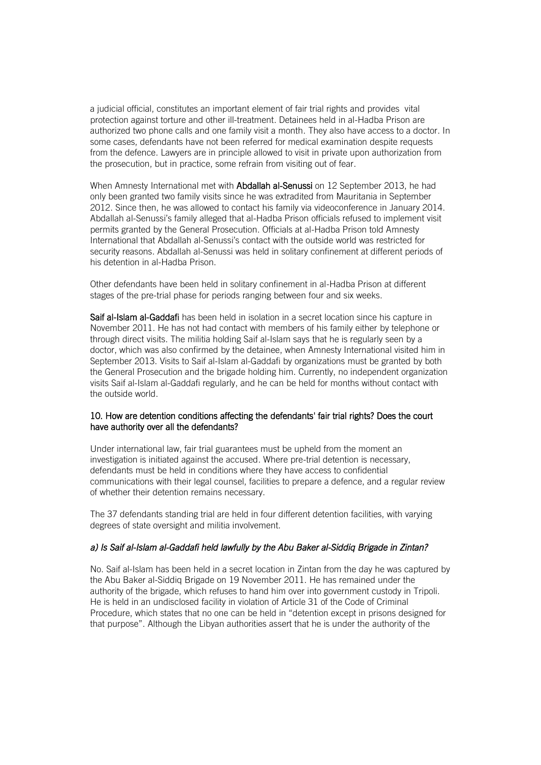a judicial official, constitutes an important element of fair trial rights and provides vital protection against torture and other ill-treatment. Detainees held in al-Hadba Prison are authorized two phone calls and one family visit a month. They also have access to a doctor. In some cases, defendants have not been referred for medical examination despite requests from the defence. Lawyers are in principle allowed to visit in private upon authorization from the prosecution, but in practice, some refrain from visiting out of fear.

When Amnesty International met with **Abdallah al-Senussi** on 12 September 2013, he had only been granted two family visits since he was extradited from Mauritania in September 2012. Since then, he was allowed to contact his family via videoconference in January 2014. Abdallah al-Senussi's family alleged that al-Hadba Prison officials refused to implement visit permits granted by the General Prosecution. Officials at al-Hadba Prison told Amnesty International that Abdallah al-Senussi's contact with the outside world was restricted for security reasons. Abdallah al-Senussi was held in solitary confinement at different periods of his detention in al-Hadba Prison.

Other defendants have been held in solitary confinement in al-Hadba Prison at different stages of the pre-trial phase for periods ranging between four and six weeks.

**Saif al-Islam al-Gaddafi** has been held in isolation in a secret location since his capture in November 2011. He has not had contact with members of his family either by telephone or through direct visits. The militia holding Saif al-Islam says that he is regularly seen by a doctor, which was also confirmed by the detainee, when Amnesty International visited him in September 2013. Visits to Saif al-Islam al-Gaddafi by organizations must be granted by both the General Prosecution and the brigade holding him. Currently, no independent organization visits Saif al-Islam al-Gaddafi regularly, and he can be held for months without contact with the outside world.

### 10. How are detention conditions affecting the defendants' fair trial rights? Does the court have authority over all the defendants?

Under international law, fair trial guarantees must be upheld from the moment an investigation is initiated against the accused. Where pre-trial detention is necessary, defendants must be held in conditions where they have access to confidential communications with their legal counsel, facilities to prepare a defence, and a regular review of whether their detention remains necessary.

The 37 defendants standing trial are held in four different detention facilities, with varying degrees of state oversight and militia involvement.

#### *a) Is Saif al-Islam al-Gaddafi held lawfully by the Abu Baker al-Siddiq Brigade in Zintan?*

No. Saif al-Islam has been held in a secret location in Zintan from the day he was captured by the Abu Baker al-Siddiq Brigade on 19 November 2011. He has remained under the authority of the brigade, which refuses to hand him over into government custody in Tripoli. He is held in an undisclosed facility in violation of Article 31 of the Code of Criminal Procedure, which states that no one can be held in "detention except in prisons designed for that purpose". Although the Libyan authorities assert that he is under the authority of the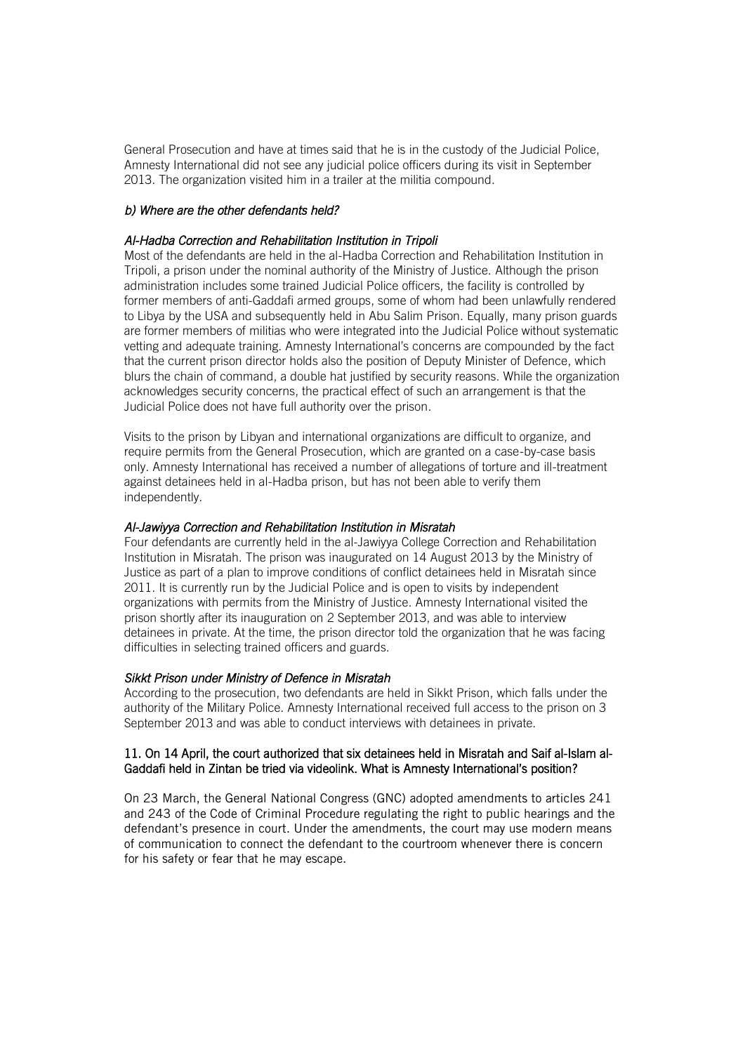General Prosecution and have at times said that he is in the custody of the Judicial Police, Amnesty International did not see any judicial police officers during its visit in September 2013. The organization visited him in a trailer at the militia compound.

*b) Where are the other defendants held?*

*Al-Hadba Correction and Rehabilitation Institution in Tripoli*

Most of the defendants are held in the al-Hadba Correction and Rehabilitation Institution in Tripoli, a prison under the nominal authority of the Ministry of Justice. Although the prison administration includes some trained Judicial Police officers, the facility is controlled by former members of anti-Gaddafi armed groups, some of whom had been unlawfully rendered to Libya by the USA and subsequently held in Abu Salim Prison. Equally, many prison guards are former members of militias who were integrated into the Judicial Police without systematic vetting and adequate training. Amnesty International's concerns are compounded by the fact that the current prison director holds also the position of Deputy Minister of Defence, which blurs the chain of command, a double hat justified by security reasons. While the organization acknowledges security concerns, the practical effect of such an arrangement is that the Judicial Police does not have full authority over the prison.

Visits to the prison by Libyan and international organizations are difficult to organize, and require permits from the General Prosecution, which are granted on a case-by-case basis only. Amnesty International has received a number of allegations of torture and ill-treatment against detainees held in al-Hadba prison, but has not been able to verify them independently.

*Al-Jawiyya Correction and Rehabilitation Institution in Misratah*

Four defendants are currently held in the al-Jawiyya College Correction and Rehabilitation Institution in Misratah. The prison was inaugurated on 14 August 2013 by the Ministry of Justice as part of a plan to improve conditions of conflict detainees held in Misratah since 2011. It is currently run by the Judicial Police and is open to visits by independent organizations with permits from the Ministry of Justice. Amnesty International visited the prison shortly after its inauguration on 2 September 2013, and was able to interview detainees in private. At the time, the prison director told the organization that he was facing difficulties in selecting trained officers and guards.

*Sikkt Prison under Ministry of Defence in Misratah*

According to the prosecution, two defendants are held in Sikkt Prison, which falls under the authority of the Military Police. Amnesty International received full access to the prison on 3 September 2013 and was able to conduct interviews with detainees in private.

**11. On 14 April, the court authorized that six detainees held in Misratah and Saif al-Islam al-Gaddafi held in Zintan be tried via videolink. What is Amnesty International's position?**

On 23 March, the General National Congress (GNC) adopted amendments to articles 241 and 243 of the Code of Criminal Procedure regulating the right to public hearings and the defendant's presence in court. Under the amendments, the court may use modern means of communication to connect the defendant to the courtroom whenever there is concern for his safety or fear that he may escape.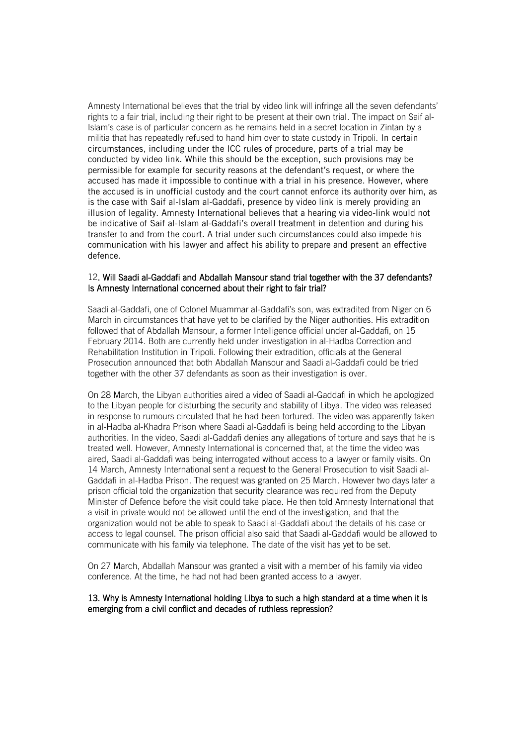Amnesty International believes that the trial by video link will infringe all the seven defendants' rights to a fair trial, including their right to be present at their own trial. The impact on Saif al-Islam's case is of particular concern as he remains held in a secret location in Zintan by a militia that has repeatedly refused to hand him over to state custody in Tripoli. In certain circumstances, including under the ICC rules of procedure, parts of a trial may be conducted by video link. While this should be the exception, such provisions may be permissible for example for security reasons at the defendant's request, or where the accused has made it impossible to continue with a trial in his presence. However, where the accused is in unofficial custody and the court cannot enforce its authority over him, as is the case with Saif al-Islam al-Gaddafi, presence by video link is merely providing an illusion of legality. Amnesty International believes that a hearing via video-link would not be indicative of Saif al-Islam al-Gaddafi's overall treatment in detention and during his transfer to and from the court. A trial under such circumstances could also impede his communication with his lawyer and affect his ability to prepare and present an effective defence.

**12. Will Saadi al-Gaddafi and Abdallah Mansour stand trial together with the 37 defendants? Is Amnesty International concerned about their right to fair trial?**

Saadi al-Gaddafi, one of Colonel Muammar al-Gaddafi's son, was extradited from Niger on 6 March in circumstances that have yet to be clarified by the Niger authorities. His extradition followed that of Abdallah Mansour, a former Intelligence official under al-Gaddafi, on 15 February 2014. Both are currently held under investigation in al-Hadba Correction and Rehabilitation Institution in Tripoli. Following their extradition, officials at the General Prosecution announced that both Abdallah Mansour and Saadi al-Gaddafi could be tried together with the other 37 defendants as soon as their investigation is over.

On 28 March, the Libyan authorities aired a video of Saadi al-Gaddafi in which he apologized to the Libyan people for disturbing the security and stability of Libya. The video was released in response to rumours circulated that he had been tortured. The video was apparently taken in al-Hadba al-Khadra Prison where Saadi al-Gaddafi is being held according to the Libyan authorities. In the video, Saadi al-Gaddafi denies any allegations of torture and says that he is treated well. However, Amnesty International is concerned that, at the time the video was aired, Saadi al-Gaddafi was being interrogated without access to a lawyer or family visits. On 14 March, Amnesty International sent a request to the General Prosecution to visit Saadi al-Gaddafi in al-Hadba Prison. The request was granted on 25 March. However two days later a prison official told the organization that security clearance was required from the Deputy Minister of Defence before the visit could take place. He then told Amnesty International that a visit in private would not be allowed until the end of the investigation, and that the organization would not be able to speak to Saadi al-Gaddafi about the details of his case or access to legal counsel. The prison official also said that Saadi al-Gaddafi would be allowed to communicate with his family via telephone. The date of the visit has yet to be set.

On 27 March, Abdallah Mansour was granted a visit with a member of his family via video conference. At the time, he had not had been granted access to a lawyer.

**13. Why is Amnesty International holding Libya to such a high standard at a time when it is emerging from a civil conflict and decades of ruthless repression?**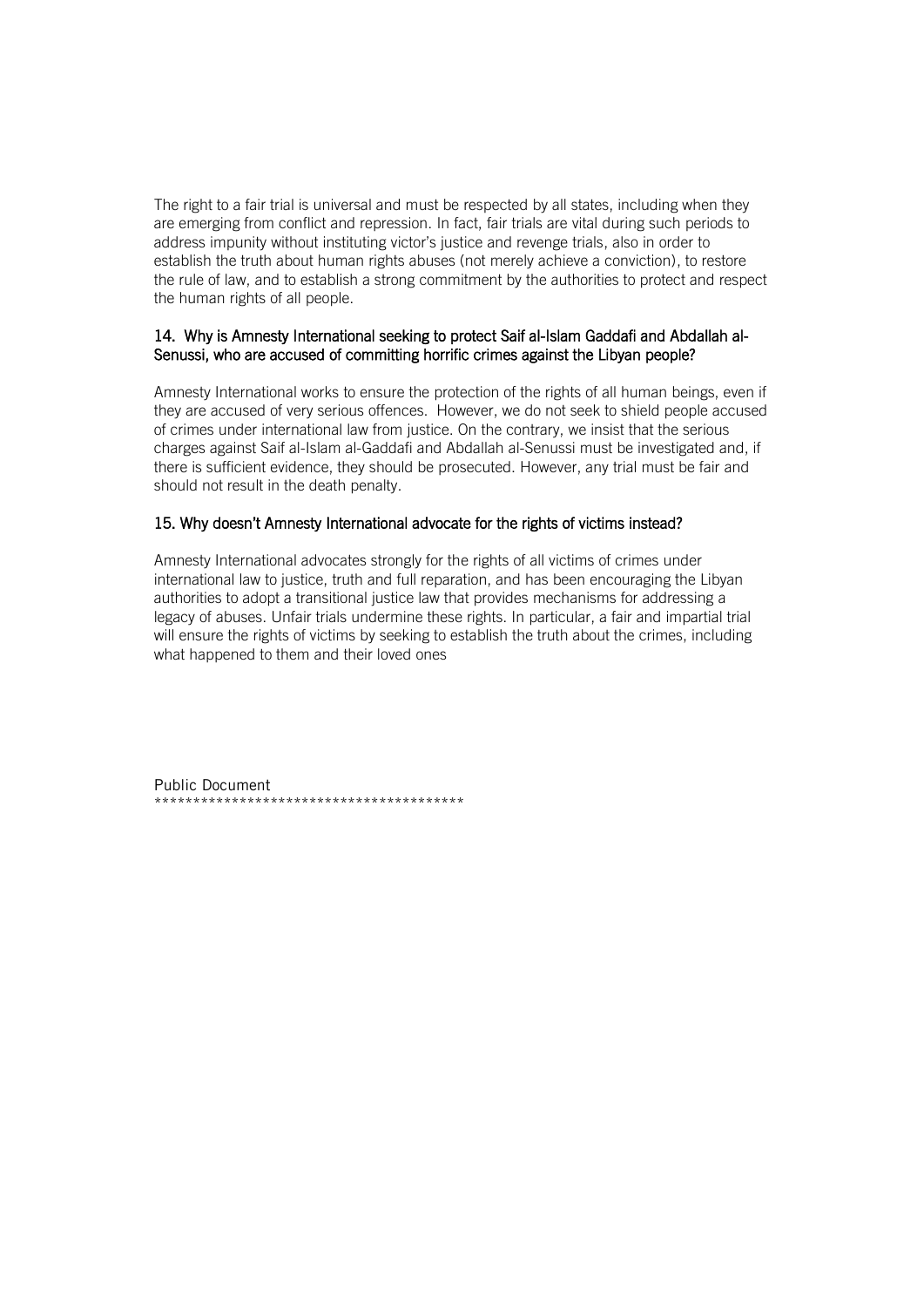The right to a fair trial is universal and must be respected by all states, including when they are emerging from conflict and repression. In fact, fair trials are vital during such periods to address impunity without instituting victor's justice and revenge trials, also in order to establish the truth about human rights abuses (not merely achieve a conviction), to restore the rule of law, and to establish a strong commitment by the authorities to protect and respect the human rights of all people.

### 14. Why is Amnesty International seeking to protect Saif al-Islam Gaddafi and Abdallah al-Senussi, who are accused of committing horrific crimes against the Libyan people?

Amnesty International works to ensure the protection of the rights of all human beings, even if they are accused of very serious offences. However, we do not seek to shield people accused of crimes under international law from justice. On the contrary, we insist that the serious charges against Saif al-Islam al-Gaddafi and Abdallah al-Senussi must be investigated and, if there is sufficient evidence, they should be prosecuted. However, any trial must be fair and should not result in the death penalty.

### 15. Why doesn't Amnesty International advocate for the rights of victims instead?

Amnesty International advocates strongly for the rights of all victims of crimes under international law to justice, truth and full reparation, and has been encouraging the Libyan authorities to adopt a transitional justice law that provides mechanisms for addressing a legacy of abuses. Unfair trials undermine these rights. In particular, a fair and impartial trial will ensure the rights of victims by seeking to establish the truth about the crimes, including what happened to them and their loved ones

Public Document
****************************************